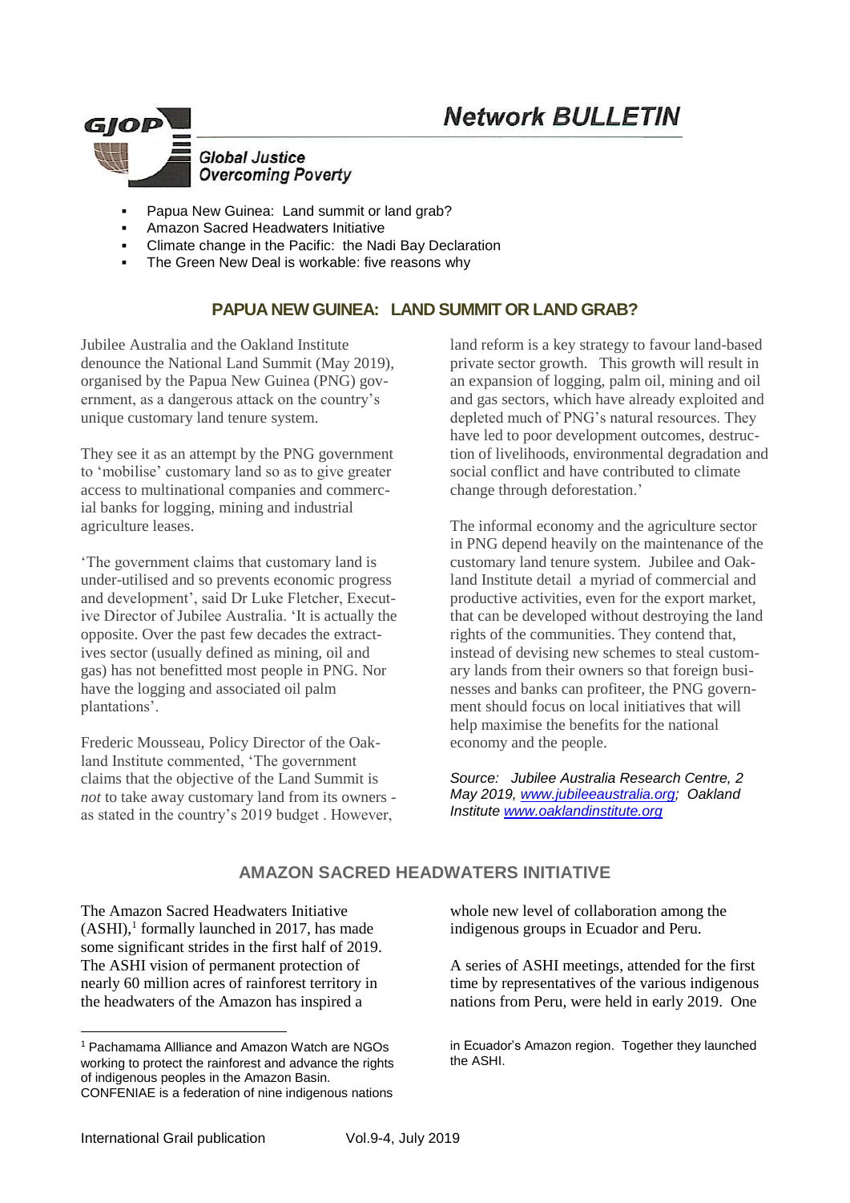# Network BULLETIN

**GJOP**

*Global Justice Overcoming Poverty*

- Papua New Guinea: Land summit or land grab?
- Amazon Sacred Headwaters Initiative
- Climate change in the Pacific: the Nadi Bay Declaration
- The Green New Deal is workable: five reasons why

## PAPUA NEW GUINEA: LAND SUMMIT OR LAND GRAB?

Jubilee Australia and the Oakland Institute denounce the National Land Summit (May 2019), organised by the Papua New Guinea (PNG) government, as a dangerous attack on the country's unique customary land tenure system.

They see it as an attempt by the PNG government to 'mobilise' customary land so as to give greater access to multinational companies and commercial banks for logging, mining and industrial agriculture leases.

'The government claims that customary land is under-utilised and so prevents economic progress and development', said Dr Luke Fletcher, Executive Director of Jubilee Australia. 'It is actually the opposite. Over the past few decades the extractives sector (usually defined as mining, oil and gas) has not benefitted most people in PNG. Nor have the logging and associated oil palm plantations'.

Frederic Mousseau, Policy Director of the Oakland Institute commented, 'The government claims that the objective of the Land Summit is *not* to take away customary land from its owners - as stated in the country's 2019 budget . However, land reform is a key strategy to favour land-based private sector growth. This growth will result in an expansion of logging, palm oil, mining and oil and gas sectors, which have already exploited and depleted much of PNG's natural resources. They have led to poor development outcomes, destruction of livelihoods, environmental degradation and social conflict and have contributed to climate change through deforestation.'

The informal economy and the agriculture sector in PNG depend heavily on the maintenance of the customary land tenure system. Jubilee and Oakland Institute detail a myriad of commercial and productive activities, even for the export market, that can be developed without destroying the land rights of the communities. They contend that, instead of devising new schemes to steal customary lands from their owners so that foreign businesses and banks can profiteer, the PNG government should focus on local initiatives that will help maximise the benefits for the national economy and the people.

*Source: Jubilee Australia Research Centre, 2 May 2019, www.jubileeaustralia.org; Oakland Institute www.oaklandinstitute.org*

## AMAZON SACRED HEADWATERS INITIATIVE

The Amazon Sacred Headwaters Initiative (ASHI),[1] formally launched in 2017, has made some significant strides in the first half of 2019. The ASHI vision of permanent protection of nearly 60 million acres of rainforest territory in the headwaters of the Amazon has inspired a whole new level of collaboration among the indigenous groups in Ecuador and Peru.

A series of ASHI meetings, attended for the first time by representatives of the various indigenous nations from Peru, were held in early 2019. One

[1] Pachamama Allliance and Amazon Watch are NGOs working to protect the rainforest and advance the rights of indigenous peoples in the Amazon Basin. CONFENIAE is a federation of nine indigenous nations in Ecuador's Amazon region. Together they launched the ASHI.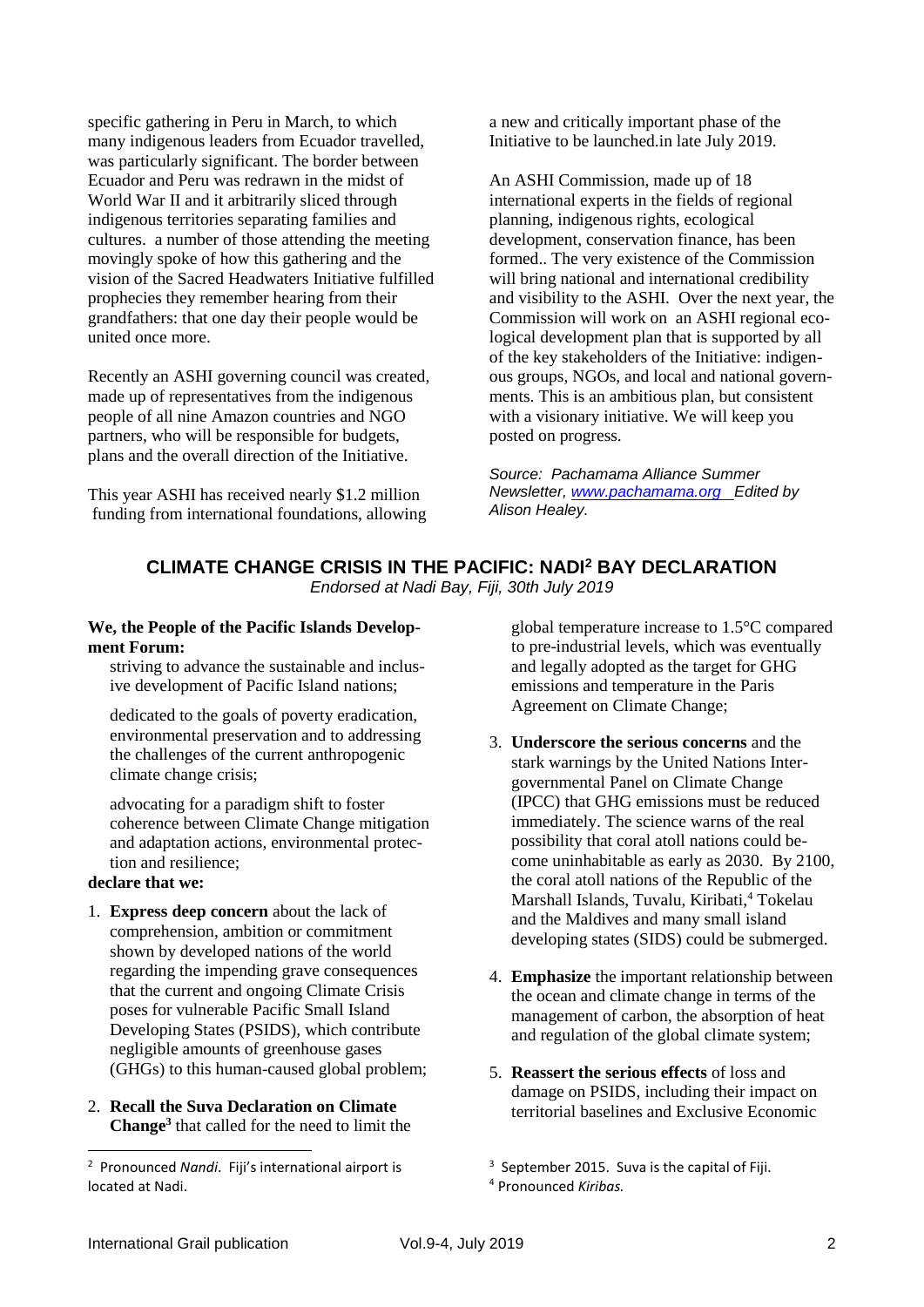specific gathering in Peru in March, to which many indigenous leaders from Ecuador travelled, was particularly significant. The border between Ecuador and Peru was redrawn in the midst of World War II and it arbitrarily sliced through indigenous territories separating families and cultures. a number of those attending the meeting movingly spoke of how this gathering and the vision of the Sacred Headwaters Initiative fulfilled prophecies they remember hearing from their grandfathers: that one day their people would be united once more.

Recently an ASHI governing council was created, made up of representatives from the indigenous people of all nine Amazon countries and NGO partners, who will be responsible for budgets, plans and the overall direction of the Initiative.

This year ASHI has received nearly $1.2 million funding from international foundations, allowing a new and critically important phase of the Initiative to be launched.in late July 2019.

An ASHI Commission, made up of 18 international experts in the fields of regional planning, indigenous rights, ecological development, conservation finance, has been formed.. The very existence of the Commission will bring national and international credibility and visibility to the ASHI. Over the next year, the Commission will work on an ASHI regional ecological development plan that is supported by all of the key stakeholders of the Initiative: indigenous groups, NGOs, and local and national governments. This is an ambitious plan, but consistent with a visionary initiative. We will keep you posted on progress.

*Source: Pachamama Alliance Summer Newsletter, www.pachamama.org Edited by Alison Healey.*

## CLIMATE CHANGE CRISIS IN THE PACIFIC: NADI[2] BAY DECLARATION

*Endorsed at Nadi Bay, Fiji, 30th July 2019*

**We, the People of the Pacific Islands Development Forum:**

striving to advance the sustainable and inclusive development of Pacific Island nations;

dedicated to the goals of poverty eradication, environmental preservation and to addressing the challenges of the current anthropogenic climate change crisis;

advocating for a paradigm shift to foster coherence between Climate Change mitigation and adaptation actions, environmental protection and resilience;

**declare that we:**

1. **Express deep concern** about the lack of comprehension, ambition or commitment shown by developed nations of the world regarding the impending grave consequences that the current and ongoing Climate Crisis poses for vulnerable Pacific Small Island Developing States (PSIDS), which contribute negligible amounts of greenhouse gases (GHGs) to this human-caused global problem;
2. **Recall the Suva Declaration on Climate Change**[3] that called for the need to limit the global temperature increase to 1.5°C compared to pre-industrial levels, which was eventually and legally adopted as the target for GHG emissions and temperature in the Paris Agreement on Climate Change;
3. **Underscore the serious concerns** and the stark warnings by the United Nations Intergovernmental Panel on Climate Change (IPCC) that GHG emissions must be reduced immediately. The science warns of the real possibility that coral atoll nations could become uninhabitable as early as 2030. By 2100, the coral atoll nations of the Republic of the Marshall Islands, Tuvalu, Kiribati,[4] Tokelau and the Maldives and many small island developing states (SIDS) could be submerged.
4. **Emphasize** the important relationship between the ocean and climate change in terms of the management of carbon, the absorption of heat and regulation of the global climate system;
5. **Reassert the serious effects** of loss and damage on PSIDS, including their impact on territorial baselines and Exclusive Economic

[2] Pronounced *Nandi*. Fiji's international airport is located at Nadi.

[3] September 2015. Suva is the capital of Fiji.

[4] Pronounced *Kiribas.*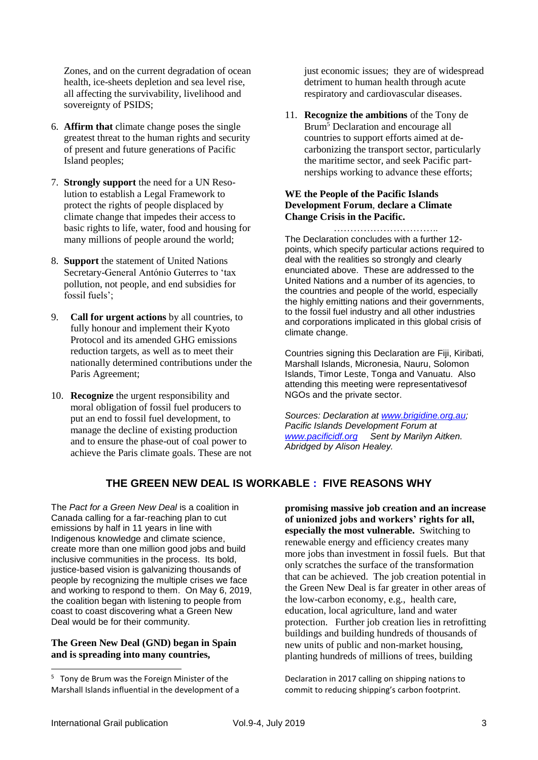Zones, and on the current degradation of ocean health, ice-sheets depletion and sea level rise, all affecting the survivability, livelihood and sovereignty of PSIDS;

6. **Affirm that** climate change poses the single greatest threat to the human rights and security of present and future generations of Pacific Island peoples;

7. **Strongly support** the need for a UN Resolution to establish a Legal Framework to protect the rights of people displaced by climate change that impedes their access to basic rights to life, water, food and housing for many millions of people around the world;

8. **Support** the statement of United Nations Secretary-General António Guterres to 'tax pollution, not people, and end subsidies for fossil fuels';

9. **Call for urgent actions** by all countries, to fully honour and implement their Kyoto Protocol and its amended GHG emissions reduction targets, as well as to meet their nationally determined contributions under the Paris Agreement;

10. **Recognize** the urgent responsibility and moral obligation of fossil fuel producers to put an end to fossil fuel development, to manage the decline of existing production and to ensure the phase-out of coal power to achieve the Paris climate goals. These are not just economic issues; they are of widespread detriment to human health through acute respiratory and cardiovascular diseases.

11. **Recognize the ambitions** of the Tony de Brum[5] Declaration and encourage all countries to support efforts aimed at de-carbonizing the transport sector, particularly the maritime sector, and seek Pacific partnerships working to advance these efforts;

**WE the People of the Pacific Islands Development Forum**, **declare a Climate Change Crisis in the Pacific.**

…………………………..

The Declaration concludes with a further 12-points, which specify particular actions required to deal with the realities so strongly and clearly enunciated above. These are addressed to the United Nations and a number of its agencies, to the countries and people of the world, especially the highly emitting nations and their governments, to the fossil fuel industry and all other industries and corporations implicated in this global crisis of climate change.

Countries signing this Declaration are Fiji, Kiribati, Marshall Islands, Micronesia, Nauru, Solomon Islands, Timor Leste, Tonga and Vanuatu. Also attending this meeting were representativesof NGOs and the private sector.

*Sources: Declaration at www.brigidine.org.au; Pacific Islands Development Forum at www.pacificidf.org Sent by Marilyn Aitken. Abridged by Alison Healey.*

## THE GREEN NEW DEAL IS WORKABLE : FIVE REASONS WHY

The *Pact for a Green New Deal* is a coalition in Canada calling for a far-reaching plan to cut emissions by half in 11 years in line with Indigenous knowledge and climate science, create more than one million good jobs and build inclusive communities in the process. Its bold, justice-based vision is galvanizing thousands of people by recognizing the multiple crises we face and working to respond to them. On May 6, 2019, the coalition began with listening to people from coast to coast discovering what a Green New Deal would be for their community.

**The Green New Deal (GND) began in Spain and is spreading into many countries, promising massive job creation and an increase of unionized jobs and workers' rights for all, especially the most vulnerable.** Switching to renewable energy and efficiency creates many more jobs than investment in fossil fuels. But that only scratches the surface of the transformation that can be achieved. The job creation potential in the Green New Deal is far greater in other areas of the low-carbon economy, e.g., health care, education, local agriculture, land and water protection. Further job creation lies in retrofitting buildings and building hundreds of thousands of new units of public and non-market housing, planting hundreds of millions of trees, building

[5] Tony de Brum was the Foreign Minister of the Marshall Islands influential in the development of a Declaration in 2017 calling on shipping nations to commit to reducing shipping's carbon footprint.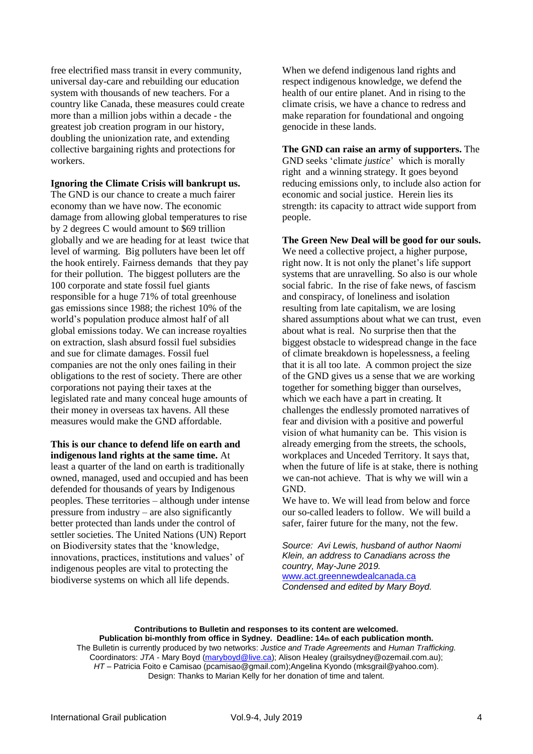free electrified mass transit in every community, universal day-care and rebuilding our education system with thousands of new teachers. For a country like Canada, these measures could create more than a million jobs within a decade - the greatest job creation program in our history, doubling the unionization rate, and extending collective bargaining rights and protections for workers.

**Ignoring the Climate Crisis will bankrupt us.** The GND is our chance to create a much fairer economy than we have now. The economic damage from allowing global temperatures to rise by 2 degrees C would amount to $69 trillion globally and we are heading for at least twice that level of warming. Big polluters have been let off the hook entirely. Fairness demands that they pay for their pollution. The biggest polluters are the 100 corporate and state fossil fuel giants responsible for a huge 71% of total greenhouse gas emissions since 1988; the richest 10% of the world's population produce almost half of all global emissions today. We can increase royalties on extraction, slash absurd fossil fuel subsidies and sue for climate damages. Fossil fuel companies are not the only ones failing in their obligations to the rest of society. There are other corporations not paying their taxes at the legislated rate and many conceal huge amounts of their money in overseas tax havens. All these measures would make the GND affordable.

**This is our chance to defend life on earth and indigenous land rights at the same time.** At least a quarter of the land on earth is traditionally owned, managed, used and occupied and has been defended for thousands of years by Indigenous peoples. These territories – although under intense pressure from industry – are also significantly better protected than lands under the control of settler societies. The United Nations (UN) Report on Biodiversity states that the 'knowledge, innovations, practices, institutions and values' of indigenous peoples are vital to protecting the biodiverse systems on which all life depends.

When we defend indigenous land rights and respect indigenous knowledge, we defend the health of our entire planet. And in rising to the climate crisis, we have a chance to redress and make reparation for foundational and ongoing genocide in these lands.

**The GND can raise an army of supporters.** The GND seeks 'climate *justice*' which is morally right and a winning strategy. It goes beyond reducing emissions only, to include also action for economic and social justice. Herein lies its strength: its capacity to attract wide support from people.

**The Green New Deal will be good for our souls.** We need a collective project, a higher purpose, right now. It is not only the planet's life support systems that are unravelling. So also is our whole social fabric. In the rise of fake news, of fascism and conspiracy, of loneliness and isolation resulting from late capitalism, we are losing shared assumptions about what we can trust, even about what is real. No surprise then that the biggest obstacle to widespread change in the face of climate breakdown is hopelessness, a feeling that it is all too late. A common project the size of the GND gives us a sense that we are working together for something bigger than ourselves, which we each have a part in creating. It challenges the endlessly promoted narratives of fear and division with a positive and powerful vision of what humanity can be. This vision is already emerging from the streets, the schools, workplaces and Unceded Territory. It says that, when the future of life is at stake, there is nothing we can-not achieve. That is why we will win a GND.

We have to. We will lead from below and force our so-called leaders to follow. We will build a safer, fairer future for the many, not the few.

*Source: Avi Lewis, husband of author Naomi Klein, an address to Canadians across the country, May-June 2019.*
www.act.greennewdealcanada.ca
*Condensed and edited by Mary Boyd.*

**Contributions to Bulletin and responses to its content are welcomed.**
**Publication bi-monthly from office in Sydney. Deadline: 14th of each publication month.**
The Bulletin is currently produced by two networks: *Justice and Trade Agreements* and *Human Trafficking.*
Coordinators: *JTA* - Mary Boyd (maryboyd@live.ca); Alison Healey (grailsydney@ozemail.com.au);
*HT* – Patricia Foito e Camisao (pcamisao@gmail.com);Angelina Kyondo (mksgrail@yahoo.com).
Design: Thanks to Marian Kelly for her donation of time and talent.